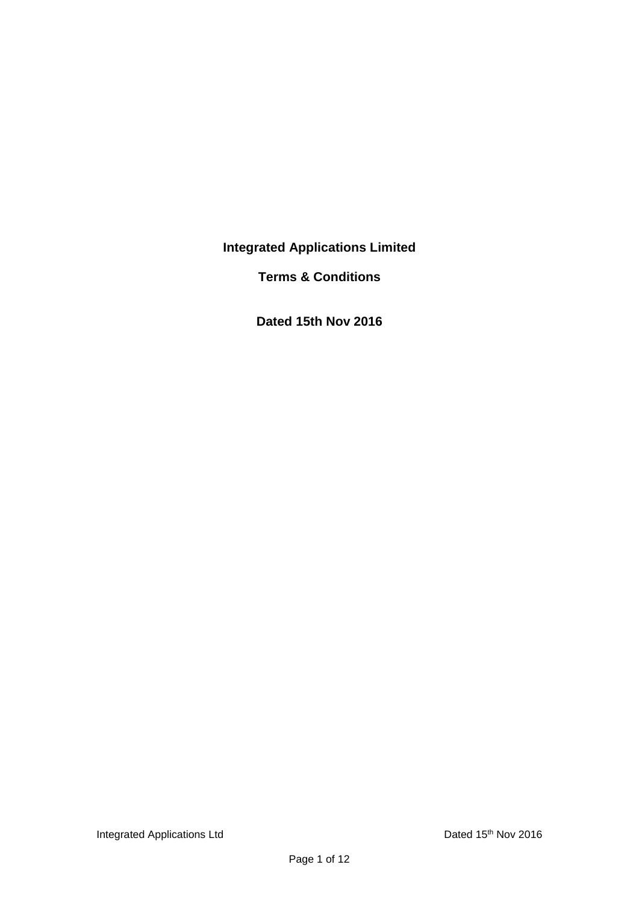**Integrated Applications Limited**

**Terms & Conditions**

**Dated 15th Nov 2016**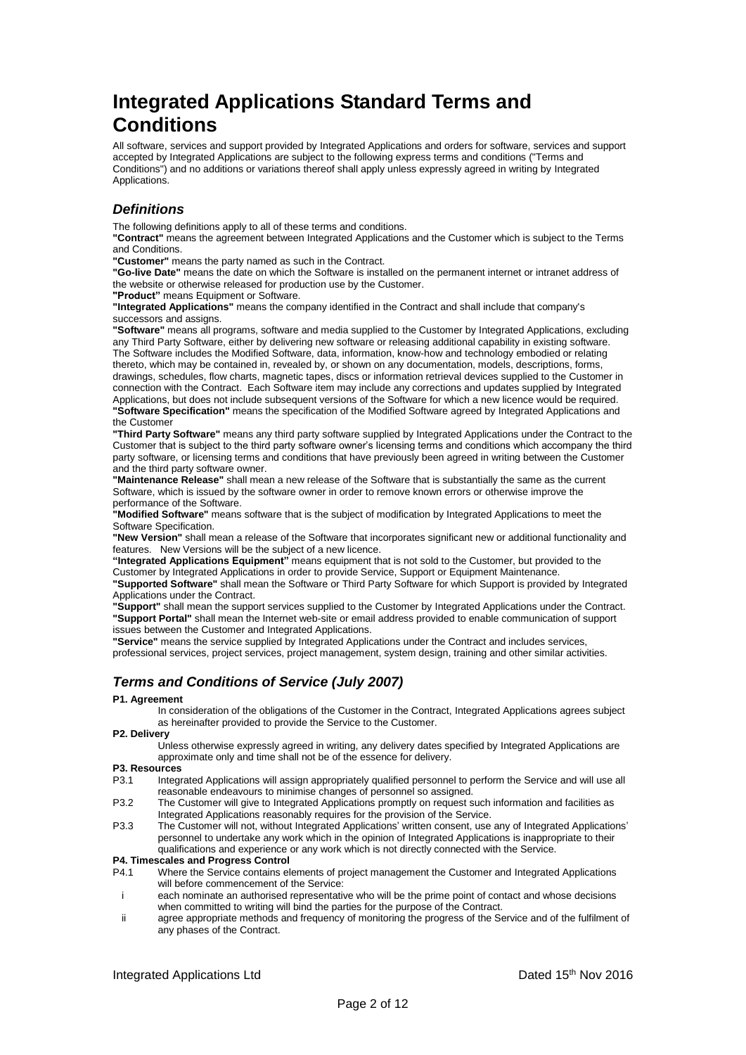# Integrated Applications Standard Terms and Conditions

All software, services and support provided by Integrated Applications and orders for software, services and support accepted by Integrated Applications are subject to the following express terms and conditions ("Terms and Conditions") and no additions or variations thereof shall apply unless expressly agreed in writing by Integrated Applications.

## *Definitions*

The following definitions apply to all of these terms and conditions.

**"Contract"** means the agreement between Integrated Applications and the Customer which is subject to the Terms and Conditions.

**"Customer"** means the party named as such in the Contract.

**"Go-live Date"** means the date on which the Software is installed on the permanent internet or intranet address of the website or otherwise released for production use by the Customer.

**"Product"** means Equipment or Software.

**"Integrated Applications"** means the company identified in the Contract and shall include that company's successors and assigns.

**"Software"** means all programs, software and media supplied to the Customer by Integrated Applications, excluding any Third Party Software, either by delivering new software or releasing additional capability in existing software. The Software includes the Modified Software, data, information, know-how and technology embodied or relating thereto, which may be contained in, revealed by, or shown on any documentation, models, descriptions, forms, drawings, schedules, flow charts, magnetic tapes, discs or information retrieval devices supplied to the Customer in connection with the Contract. Each Software item may include any corrections and updates supplied by Integrated Applications, but does not include subsequent versions of the Software for which a new licence would be required.

**"Software Specification"** means the specification of the Modified Software agreed by Integrated Applications and the Customer

**"Third Party Software"** means any third party software supplied by Integrated Applications under the Contract to the Customer that is subject to the third party software owner's licensing terms and conditions which accompany the third party software, or licensing terms and conditions that have previously been agreed in writing between the Customer and the third party software owner.

**"Maintenance Release"** shall mean a new release of the Software that is substantially the same as the current Software, which is issued by the software owner in order to remove known errors or otherwise improve the performance of the Software.

**"Modified Software"** means software that is the subject of modification by Integrated Applications to meet the Software Specification.

**"New Version"** shall mean a release of the Software that incorporates significant new or additional functionality and features. New Versions will be the subject of a new licence.

**"Integrated Applications Equipment"** means equipment that is not sold to the Customer, but provided to the Customer by Integrated Applications in order to provide Service, Support or Equipment Maintenance.

**"Supported Software"** shall mean the Software or Third Party Software for which Support is provided by Integrated Applications under the Contract.

**"Support"** shall mean the support services supplied to the Customer by Integrated Applications under the Contract.

**"Support Portal"** shall mean the Internet web-site or email address provided to enable communication of support issues between the Customer and Integrated Applications.

**"Service"** means the service supplied by Integrated Applications under the Contract and includes services, professional services, project services, project management, system design, training and other similar activities.

## *Terms and Conditions of Service (July 2007)*

**P1. Agreement**

In consideration of the obligations of the Customer in the Contract, Integrated Applications agrees subject as hereinafter provided to provide the Service to the Customer.

**P2. Delivery**

Unless otherwise expressly agreed in writing, any delivery dates specified by Integrated Applications are approximate only and time shall not be of the essence for delivery.

**P3. Resources**

P3.1 Integrated Applications will assign appropriately qualified personnel to perform the Service and will use all reasonable endeavours to minimise changes of personnel so assigned.

P3.2 The Customer will give to Integrated Applications promptly on request such information and facilities as Integrated Applications reasonably requires for the provision of the Service.

P3.3 The Customer will not, without Integrated Applications' written consent, use any of Integrated Applications' personnel to undertake any work which in the opinion of Integrated Applications is inappropriate to their qualifications and experience or any work which is not directly connected with the Service.

**P4. Timescales and Progress Control**

P4.1 Where the Service contains elements of project management the Customer and Integrated Applications will before commencement of the Service:

i each nominate an authorised representative who will be the prime point of contact and whose decisions when committed to writing will bind the parties for the purpose of the Contract.

ii agree appropriate methods and frequency of monitoring the progress of the Service and of the fulfilment of any phases of the Contract.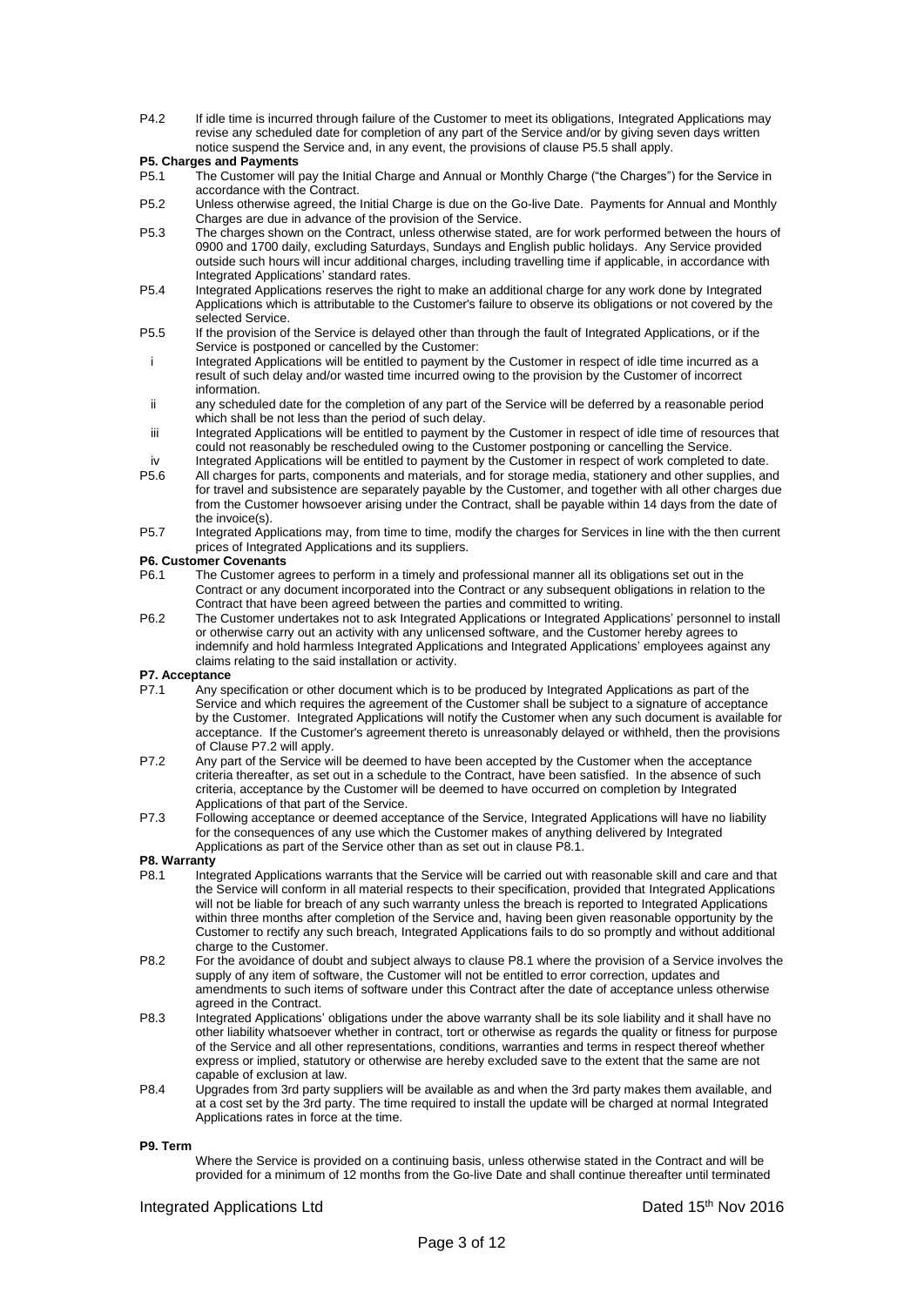P4.2 If idle time is incurred through failure of the Customer to meet its obligations, Integrated Applications may revise any scheduled date for completion of any part of the Service and/or by giving seven days written notice suspend the Service and, in any event, the provisions of clause P5.5 shall apply.

**P5. Charges and Payments**

P5.1 The Customer will pay the Initial Charge and Annual or Monthly Charge ("the Charges") for the Service in accordance with the Contract.

P5.2 Unless otherwise agreed, the Initial Charge is due on the Go-live Date. Payments for Annual and Monthly Charges are due in advance of the provision of the Service.

P5.3 The charges shown on the Contract, unless otherwise stated, are for work performed between the hours of 0900 and 1700 daily, excluding Saturdays, Sundays and English public holidays. Any Service provided outside such hours will incur additional charges, including travelling time if applicable, in accordance with Integrated Applications' standard rates.

P5.4 Integrated Applications reserves the right to make an additional charge for any work done by Integrated Applications which is attributable to the Customer's failure to observe its obligations or not covered by the selected Service.

P5.5 If the provision of the Service is delayed other than through the fault of Integrated Applications, or if the Service is postponed or cancelled by the Customer:

i Integrated Applications will be entitled to payment by the Customer in respect of idle time incurred as a result of such delay and/or wasted time incurred owing to the provision by the Customer of incorrect information.

ii any scheduled date for the completion of any part of the Service will be deferred by a reasonable period which shall be not less than the period of such delay.

iii Integrated Applications will be entitled to payment by the Customer in respect of idle time of resources that could not reasonably be rescheduled owing to the Customer postponing or cancelling the Service.

iv Integrated Applications will be entitled to payment by the Customer in respect of work completed to date.

P5.6 All charges for parts, components and materials, and for storage media, stationery and other supplies, and for travel and subsistence are separately payable by the Customer, and together with all other charges due from the Customer howsoever arising under the Contract, shall be payable within 14 days from the date of the invoice(s).

P5.7 Integrated Applications may, from time to time, modify the charges for Services in line with the then current prices of Integrated Applications and its suppliers.

**P6. Customer Covenants**

P6.1 The Customer agrees to perform in a timely and professional manner all its obligations set out in the Contract or any document incorporated into the Contract or any subsequent obligations in relation to the Contract that have been agreed between the parties and committed to writing.

P6.2 The Customer undertakes not to ask Integrated Applications or Integrated Applications' personnel to install or otherwise carry out an activity with any unlicensed software, and the Customer hereby agrees to indemnify and hold harmless Integrated Applications and Integrated Applications' employees against any claims relating to the said installation or activity.

**P7. Acceptance**

P7.1 Any specification or other document which is to be produced by Integrated Applications as part of the Service and which requires the agreement of the Customer shall be subject to a signature of acceptance by the Customer. Integrated Applications will notify the Customer when any such document is available for acceptance. If the Customer's agreement thereto is unreasonably delayed or withheld, then the provisions of Clause P7.2 will apply.

P7.2 Any part of the Service will be deemed to have been accepted by the Customer when the acceptance criteria thereafter, as set out in a schedule to the Contract, have been satisfied. In the absence of such criteria, acceptance by the Customer will be deemed to have occurred on completion by Integrated Applications of that part of the Service.

P7.3 Following acceptance or deemed acceptance of the Service, Integrated Applications will have no liability for the consequences of any use which the Customer makes of anything delivered by Integrated Applications as part of the Service other than as set out in clause P8.1.

**P8. Warranty**

P8.1 Integrated Applications warrants that the Service will be carried out with reasonable skill and care and that the Service will conform in all material respects to their specification, provided that Integrated Applications will not be liable for breach of any such warranty unless the breach is reported to Integrated Applications within three months after completion of the Service and, having been given reasonable opportunity by the Customer to rectify any such breach, Integrated Applications fails to do so promptly and without additional charge to the Customer.

P8.2 For the avoidance of doubt and subject always to clause P8.1 where the provision of a Service involves the supply of any item of software, the Customer will not be entitled to error correction, updates and amendments to such items of software under this Contract after the date of acceptance unless otherwise agreed in the Contract.

P8.3 Integrated Applications' obligations under the above warranty shall be its sole liability and it shall have no other liability whatsoever whether in contract, tort or otherwise as regards the quality or fitness for purpose of the Service and all other representations, conditions, warranties and terms in respect thereof whether express or implied, statutory or otherwise are hereby excluded save to the extent that the same are not capable of exclusion at law.

P8.4 Upgrades from 3rd party suppliers will be available as and when the 3rd party makes them available, and at a cost set by the 3rd party. The time required to install the update will be charged at normal Integrated Applications rates in force at the time.

**P9. Term**

Where the Service is provided on a continuing basis, unless otherwise stated in the Contract and will be provided for a minimum of 12 months from the Go-live Date and shall continue thereafter until terminated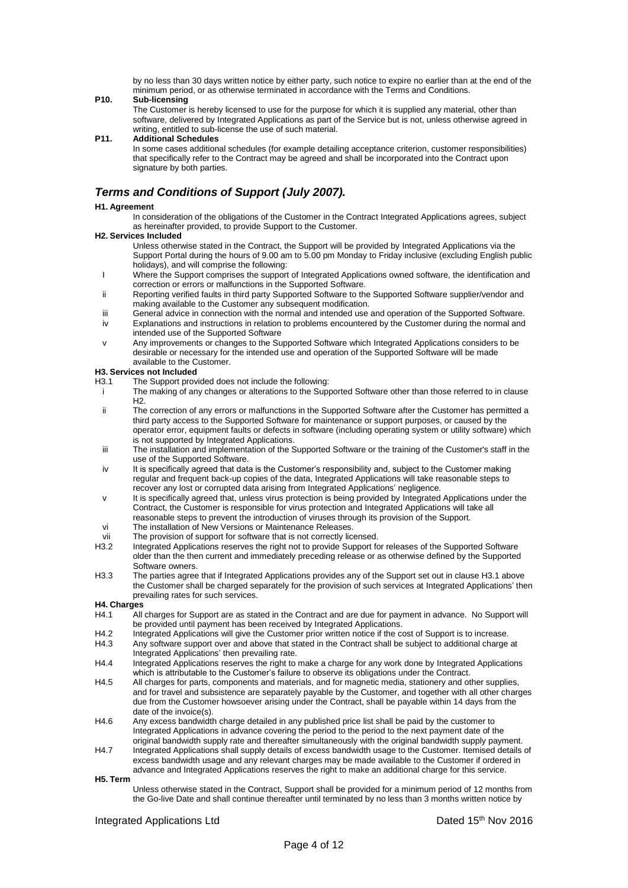by no less than 30 days written notice by either party, such notice to expire no earlier than at the end of the minimum period, or as otherwise terminated in accordance with the Terms and Conditions.

**P10. Sub-licensing**

The Customer is hereby licensed to use for the purpose for which it is supplied any material, other than software, delivered by Integrated Applications as part of the Service but is not, unless otherwise agreed in writing, entitled to sub-license the use of such material.

**P11. Additional Schedules**

In some cases additional schedules (for example detailing acceptance criterion, customer responsibilities) that specifically refer to the Contract may be agreed and shall be incorporated into the Contract upon signature by both parties.

## *Terms and Conditions of Support (July 2007).*

**H1. Agreement**

In consideration of the obligations of the Customer in the Contract Integrated Applications agrees, subject as hereinafter provided, to provide Support to the Customer.

**H2. Services Included**

Unless otherwise stated in the Contract, the Support will be provided by Integrated Applications via the Support Portal during the hours of 9.00 am to 5.00 pm Monday to Friday inclusive (excluding English public holidays), and will comprise the following:

- I Where the Support comprises the support of Integrated Applications owned software, the identification and correction or errors or malfunctions in the Supported Software.
- ii Reporting verified faults in third party Supported Software to the Supported Software supplier/vendor and making available to the Customer any subsequent modification.
- iii General advice in connection with the normal and intended use and operation of the Supported Software.
- iv Explanations and instructions in relation to problems encountered by the Customer during the normal and intended use of the Supported Software
- v Any improvements or changes to the Supported Software which Integrated Applications considers to be desirable or necessary for the intended use and operation of the Supported Software will be made available to the Customer.

**H3. Services not Included**

H3.1 The Support provided does not include the following:

- i The making of any changes or alterations to the Supported Software other than those referred to in clause H2.
- ii The correction of any errors or malfunctions in the Supported Software after the Customer has permitted a third party access to the Supported Software for maintenance or support purposes, or caused by the operator error, equipment faults or defects in software (including operating system or utility software) which is not supported by Integrated Applications.
- iii The installation and implementation of the Supported Software or the training of the Customer's staff in the use of the Supported Software.
- iv It is specifically agreed that data is the Customer's responsibility and, subject to the Customer making regular and frequent back-up copies of the data, Integrated Applications will take reasonable steps to recover any lost or corrupted data arising from Integrated Applications' negligence.
- v It is specifically agreed that, unless virus protection is being provided by Integrated Applications under the Contract, the Customer is responsible for virus protection and Integrated Applications will take all reasonable steps to prevent the introduction of viruses through its provision of the Support.
- vi The installation of New Versions or Maintenance Releases.
- vii The provision of support for software that is not correctly licensed.

H3.2 Integrated Applications reserves the right not to provide Support for releases of the Supported Software older than the then current and immediately preceding release or as otherwise defined by the Supported Software owners.

H3.3 The parties agree that if Integrated Applications provides any of the Support set out in clause H3.1 above the Customer shall be charged separately for the provision of such services at Integrated Applications' then prevailing rates for such services.

**H4. Charges**

H4.1 All charges for Support are as stated in the Contract and are due for payment in advance. No Support will be provided until payment has been received by Integrated Applications.

H4.2 Integrated Applications will give the Customer prior written notice if the cost of Support is to increase.

H4.3 Any software support over and above that stated in the Contract shall be subject to additional charge at Integrated Applications' then prevailing rate.

H4.4 Integrated Applications reserves the right to make a charge for any work done by Integrated Applications which is attributable to the Customer's failure to observe its obligations under the Contract.

H4.5 All charges for parts, components and materials, and for magnetic media, stationery and other supplies, and for travel and subsistence are separately payable by the Customer, and together with all other charges due from the Customer howsoever arising under the Contract, shall be payable within 14 days from the date of the invoice(s).

H4.6 Any excess bandwidth charge detailed in any published price list shall be paid by the customer to Integrated Applications in advance covering the period to the period to the next payment date of the original bandwidth supply rate and thereafter simultaneously with the original bandwidth supply payment.

H4.7 Integrated Applications shall supply details of excess bandwidth usage to the Customer. Itemised details of excess bandwidth usage and any relevant charges may be made available to the Customer if ordered in advance and Integrated Applications reserves the right to make an additional charge for this service.

**H5. Term**

Unless otherwise stated in the Contract, Support shall be provided for a minimum period of 12 months from the Go-live Date and shall continue thereafter until terminated by no less than 3 months written notice by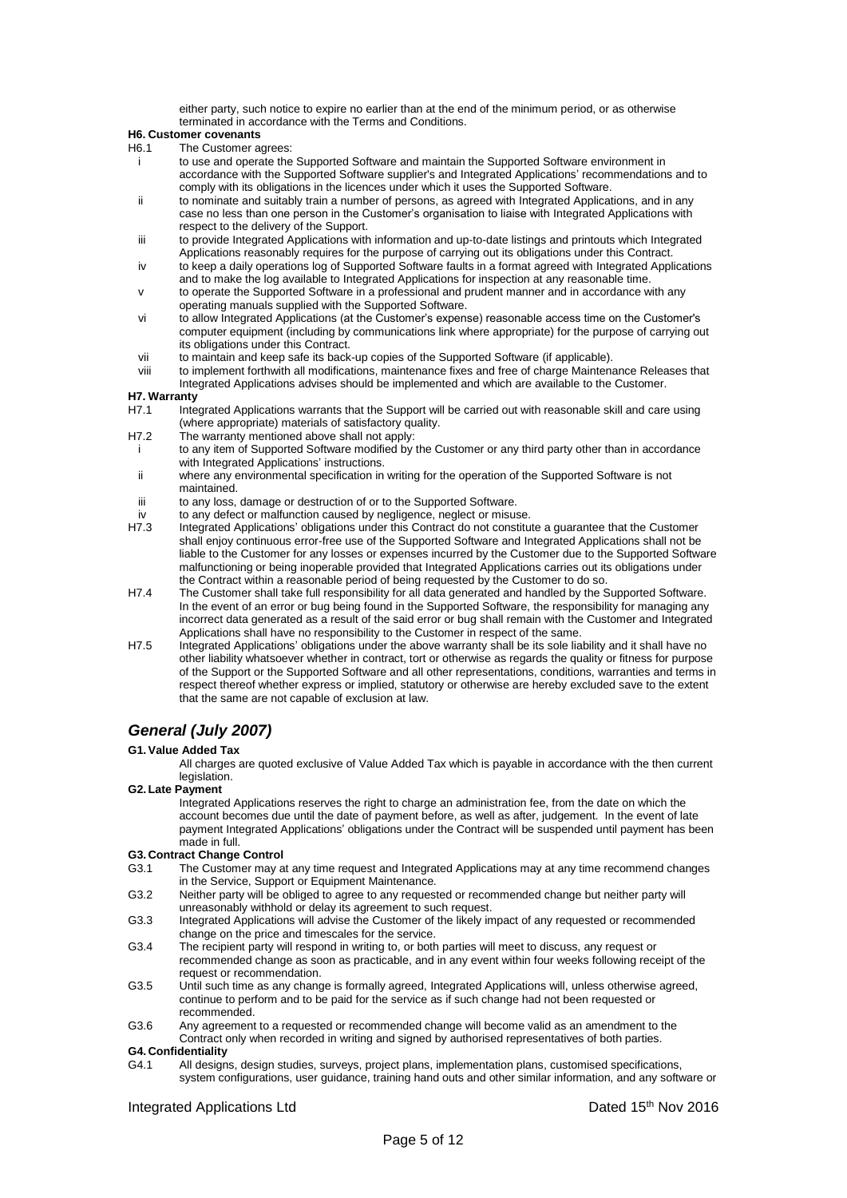either party, such notice to expire no earlier than at the end of the minimum period, or as otherwise terminated in accordance with the Terms and Conditions.

**H6. Customer covenants**

H6.1 The Customer agrees:

- i to use and operate the Supported Software and maintain the Supported Software environment in accordance with the Supported Software supplier's and Integrated Applications' recommendations and to comply with its obligations in the licences under which it uses the Supported Software.
- ii to nominate and suitably train a number of persons, as agreed with Integrated Applications, and in any case no less than one person in the Customer's organisation to liaise with Integrated Applications with respect to the delivery of the Support.
- iii to provide Integrated Applications with information and up-to-date listings and printouts which Integrated Applications reasonably requires for the purpose of carrying out its obligations under this Contract.
- iv to keep a daily operations log of Supported Software faults in a format agreed with Integrated Applications and to make the log available to Integrated Applications for inspection at any reasonable time.
- v to operate the Supported Software in a professional and prudent manner and in accordance with any operating manuals supplied with the Supported Software.
- vi to allow Integrated Applications (at the Customer's expense) reasonable access time on the Customer's computer equipment (including by communications link where appropriate) for the purpose of carrying out its obligations under this Contract.
- vii to maintain and keep safe its back-up copies of the Supported Software (if applicable).
- viii to implement forthwith all modifications, maintenance fixes and free of charge Maintenance Releases that Integrated Applications advises should be implemented and which are available to the Customer.

**H7. Warranty**

H7.1 Integrated Applications warrants that the Support will be carried out with reasonable skill and care using (where appropriate) materials of satisfactory quality.

H7.2 The warranty mentioned above shall not apply:

- i to any item of Supported Software modified by the Customer or any third party other than in accordance with Integrated Applications' instructions.
- ii where any environmental specification in writing for the operation of the Supported Software is not maintained.
- iii to any loss, damage or destruction of or to the Supported Software.
- iv to any defect or malfunction caused by negligence, neglect or misuse.

H7.3 Integrated Applications' obligations under this Contract do not constitute a guarantee that the Customer shall enjoy continuous error-free use of the Supported Software and Integrated Applications shall not be liable to the Customer for any losses or expenses incurred by the Customer due to the Supported Software malfunctioning or being inoperable provided that Integrated Applications carries out its obligations under the Contract within a reasonable period of being requested by the Customer to do so.

H7.4 The Customer shall take full responsibility for all data generated and handled by the Supported Software. In the event of an error or bug being found in the Supported Software, the responsibility for managing any incorrect data generated as a result of the said error or bug shall remain with the Customer and Integrated Applications shall have no responsibility to the Customer in respect of the same.

H7.5 Integrated Applications' obligations under the above warranty shall be its sole liability and it shall have no other liability whatsoever whether in contract, tort or otherwise as regards the quality or fitness for purpose of the Support or the Supported Software and all other representations, conditions, warranties and terms in respect thereof whether express or implied, statutory or otherwise are hereby excluded save to the extent that the same are not capable of exclusion at law.

## *General (July 2007)*

**G1. Value Added Tax**

All charges are quoted exclusive of Value Added Tax which is payable in accordance with the then current legislation.

**G2. Late Payment**

Integrated Applications reserves the right to charge an administration fee, from the date on which the account becomes due until the date of payment before, as well as after, judgement. In the event of late payment Integrated Applications' obligations under the Contract will be suspended until payment has been made in full.

**G3. Contract Change Control**

G3.1 The Customer may at any time request and Integrated Applications may at any time recommend changes in the Service, Support or Equipment Maintenance.

G3.2 Neither party will be obliged to agree to any requested or recommended change but neither party will unreasonably withhold or delay its agreement to such request.

G3.3 Integrated Applications will advise the Customer of the likely impact of any requested or recommended change on the price and timescales for the service.

G3.4 The recipient party will respond in writing to, or both parties will meet to discuss, any request or recommended change as soon as practicable, and in any event within four weeks following receipt of the request or recommendation.

G3.5 Until such time as any change is formally agreed, Integrated Applications will, unless otherwise agreed, continue to perform and to be paid for the service as if such change had not been requested or recommended.

G3.6 Any agreement to a requested or recommended change will become valid as an amendment to the Contract only when recorded in writing and signed by authorised representatives of both parties.

**G4. Confidentiality**

G4.1 All designs, design studies, surveys, project plans, implementation plans, customised specifications, system configurations, user guidance, training hand outs and other similar information, and any software or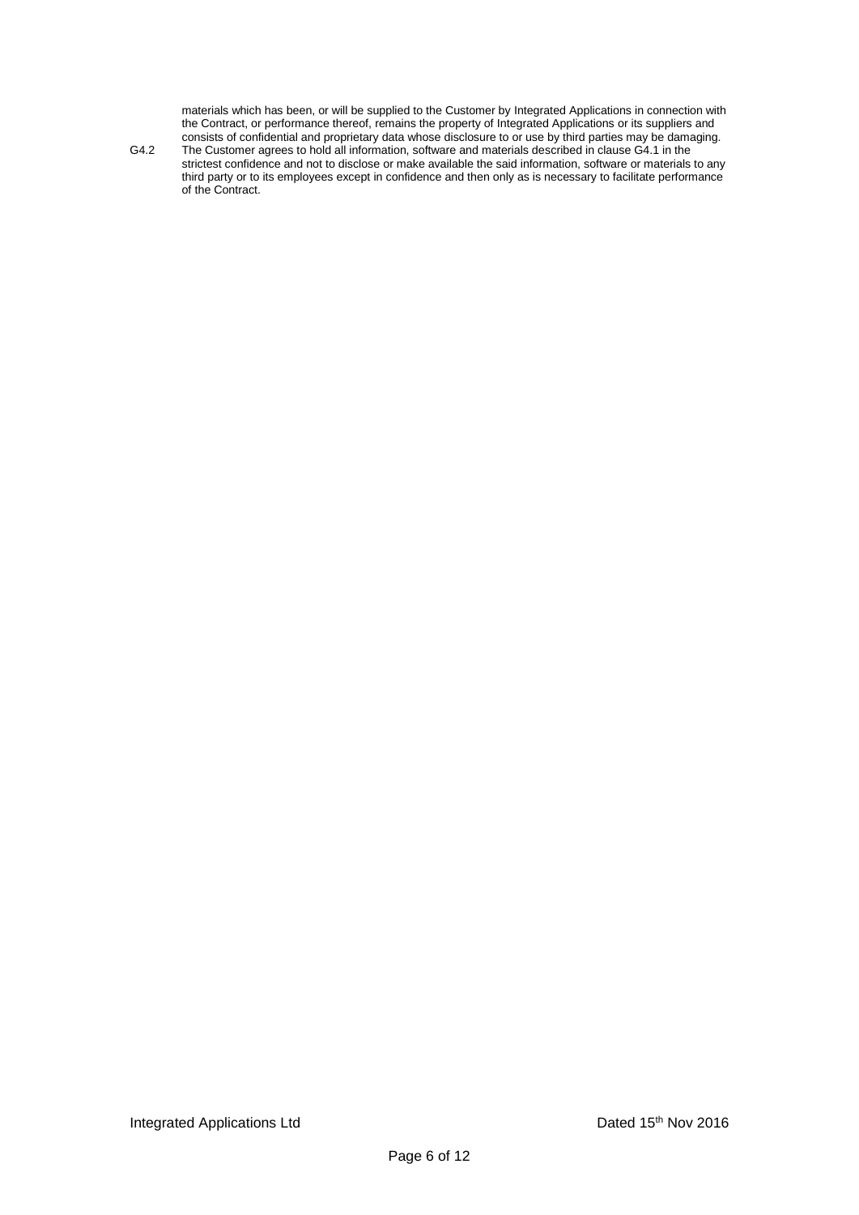materials which has been, or will be supplied to the Customer by Integrated Applications in connection with the Contract, or performance thereof, remains the property of Integrated Applications or its suppliers and consists of confidential and proprietary data whose disclosure to or use by third parties may be damaging.

G4.2 The Customer agrees to hold all information, software and materials described in clause G4.1 in the strictest confidence and not to disclose or make available the said information, software or materials to any third party or to its employees except in confidence and then only as is necessary to facilitate performance of the Contract.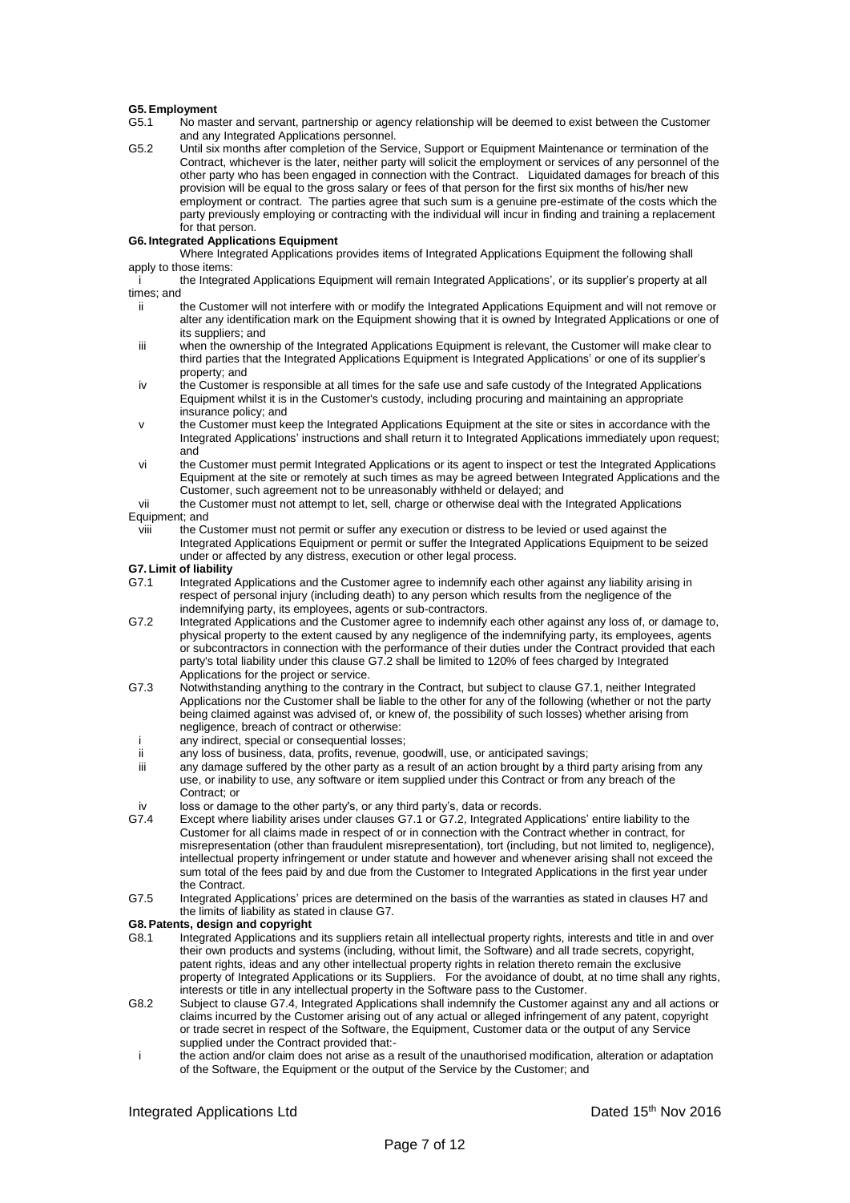**G5. Employment**

G5.1 No master and servant, partnership or agency relationship will be deemed to exist between the Customer and any Integrated Applications personnel.

G5.2 Until six months after completion of the Service, Support or Equipment Maintenance or termination of the Contract, whichever is the later, neither party will solicit the employment or services of any personnel of the other party who has been engaged in connection with the Contract. Liquidated damages for breach of this provision will be equal to the gross salary or fees of that person for the first six months of his/her new employment or contract. The parties agree that such sum is a genuine pre-estimate of the costs which the party previously employing or contracting with the individual will incur in finding and training a replacement for that person.

**G6. Integrated Applications Equipment**

Where Integrated Applications provides items of Integrated Applications Equipment the following shall apply to those items:

i the Integrated Applications Equipment will remain Integrated Applications', or its supplier's property at all times; and

ii the Customer will not interfere with or modify the Integrated Applications Equipment and will not remove or alter any identification mark on the Equipment showing that it is owned by Integrated Applications or one of its suppliers; and

iii when the ownership of the Integrated Applications Equipment is relevant, the Customer will make clear to third parties that the Integrated Applications Equipment is Integrated Applications' or one of its supplier's property; and

iv the Customer is responsible at all times for the safe use and safe custody of the Integrated Applications Equipment whilst it is in the Customer's custody, including procuring and maintaining an appropriate insurance policy; and

v the Customer must keep the Integrated Applications Equipment at the site or sites in accordance with the Integrated Applications' instructions and shall return it to Integrated Applications immediately upon request; and

vi the Customer must permit Integrated Applications or its agent to inspect or test the Integrated Applications Equipment at the site or remotely at such times as may be agreed between Integrated Applications and the Customer, such agreement not to be unreasonably withheld or delayed; and

vii the Customer must not attempt to let, sell, charge or otherwise deal with the Integrated Applications Equipment; and

viii the Customer must not permit or suffer any execution or distress to be levied or used against the Integrated Applications Equipment or permit or suffer the Integrated Applications Equipment to be seized under or affected by any distress, execution or other legal process.

**G7. Limit of liability**

G7.1 Integrated Applications and the Customer agree to indemnify each other against any liability arising in respect of personal injury (including death) to any person which results from the negligence of the indemnifying party, its employees, agents or sub-contractors.

G7.2 Integrated Applications and the Customer agree to indemnify each other against any loss of, or damage to, physical property to the extent caused by any negligence of the indemnifying party, its employees, agents or subcontractors in connection with the performance of their duties under the Contract provided that each party's total liability under this clause G7.2 shall be limited to 120% of fees charged by Integrated Applications for the project or service.

G7.3 Notwithstanding anything to the contrary in the Contract, but subject to clause G7.1, neither Integrated Applications nor the Customer shall be liable to the other for any of the following (whether or not the party being claimed against was advised of, or knew of, the possibility of such losses) whether arising from negligence, breach of contract or otherwise:

i any indirect, special or consequential losses;

ii any loss of business, data, profits, revenue, goodwill, use, or anticipated savings;

iii any damage suffered by the other party as a result of an action brought by a third party arising from any use, or inability to use, any software or item supplied under this Contract or from any breach of the Contract; or

iv loss or damage to the other party's, or any third party's, data or records.

G7.4 Except where liability arises under clauses G7.1 or G7.2, Integrated Applications' entire liability to the Customer for all claims made in respect of or in connection with the Contract whether in contract, for misrepresentation (other than fraudulent misrepresentation), tort (including, but not limited to, negligence), intellectual property infringement or under statute and however and whenever arising shall not exceed the sum total of the fees paid by and due from the Customer to Integrated Applications in the first year under the Contract.

G7.5 Integrated Applications' prices are determined on the basis of the warranties as stated in clauses H7 and the limits of liability as stated in clause G7.

**G8. Patents, design and copyright**

G8.1 Integrated Applications and its suppliers retain all intellectual property rights, interests and title in and over their own products and systems (including, without limit, the Software) and all trade secrets, copyright, patent rights, ideas and any other intellectual property rights in relation thereto remain the exclusive property of Integrated Applications or its Suppliers. For the avoidance of doubt, at no time shall any rights, interests or title in any intellectual property in the Software pass to the Customer.

G8.2 Subject to clause G7.4, Integrated Applications shall indemnify the Customer against any and all actions or claims incurred by the Customer arising out of any actual or alleged infringement of any patent, copyright or trade secret in respect of the Software, the Equipment, Customer data or the output of any Service supplied under the Contract provided that:-

i the action and/or claim does not arise as a result of the unauthorised modification, alteration or adaptation of the Software, the Equipment or the output of the Service by the Customer; and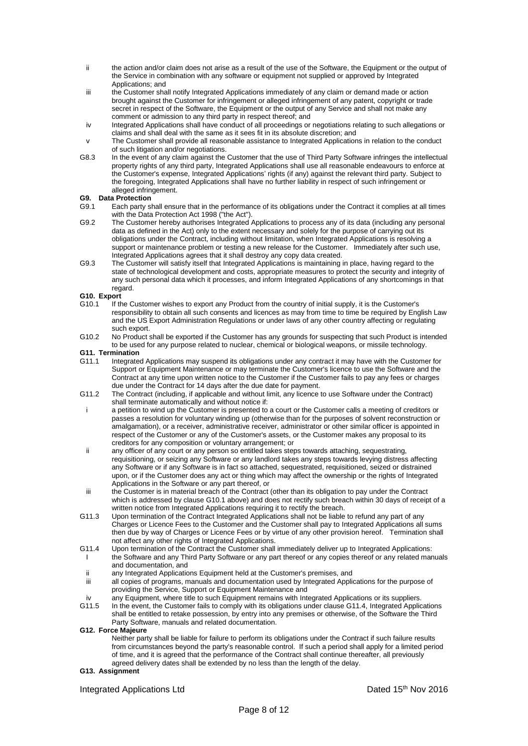ii the action and/or claim does not arise as a result of the use of the Software, the Equipment or the output of the Service in combination with any software or equipment not supplied or approved by Integrated Applications; and

iii the Customer shall notify Integrated Applications immediately of any claim or demand made or action brought against the Customer for infringement or alleged infringement of any patent, copyright or trade secret in respect of the Software, the Equipment or the output of any Service and shall not make any comment or admission to any third party in respect thereof; and

iv Integrated Applications shall have conduct of all proceedings or negotiations relating to such allegations or claims and shall deal with the same as it sees fit in its absolute discretion; and

v The Customer shall provide all reasonable assistance to Integrated Applications in relation to the conduct of such litigation and/or negotiations.

G8.3 In the event of any claim against the Customer that the use of Third Party Software infringes the intellectual property rights of any third party, Integrated Applications shall use all reasonable endeavours to enforce at the Customer's expense, Integrated Applications' rights (if any) against the relevant third party. Subject to the foregoing, Integrated Applications shall have no further liability in respect of such infringement or alleged infringement.

**G9. Data Protection**

G9.1 Each party shall ensure that in the performance of its obligations under the Contract it complies at all times with the Data Protection Act 1998 ("the Act").

G9.2 The Customer hereby authorises Integrated Applications to process any of its data (including any personal data as defined in the Act) only to the extent necessary and solely for the purpose of carrying out its obligations under the Contract, including without limitation, when Integrated Applications is resolving a support or maintenance problem or testing a new release for the Customer. Immediately after such use, Integrated Applications agrees that it shall destroy any copy data created.

G9.3 The Customer will satisfy itself that Integrated Applications is maintaining in place, having regard to the state of technological development and costs, appropriate measures to protect the security and integrity of any such personal data which it processes, and inform Integrated Applications of any shortcomings in that regard.

**G10. Export**

G10.1 If the Customer wishes to export any Product from the country of initial supply, it is the Customer's responsibility to obtain all such consents and licences as may from time to time be required by English Law and the US Export Administration Regulations or under laws of any other country affecting or regulating such export.

G10.2 No Product shall be exported if the Customer has any grounds for suspecting that such Product is intended to be used for any purpose related to nuclear, chemical or biological weapons, or missile technology.

**G11. Termination**

G11.1 Integrated Applications may suspend its obligations under any contract it may have with the Customer for Support or Equipment Maintenance or may terminate the Customer's licence to use the Software and the Contract at any time upon written notice to the Customer if the Customer fails to pay any fees or charges due under the Contract for 14 days after the due date for payment.

G11.2 The Contract (including, if applicable and without limit, any licence to use Software under the Contract) shall terminate automatically and without notice if:

i a petition to wind up the Customer is presented to a court or the Customer calls a meeting of creditors or passes a resolution for voluntary winding up (otherwise than for the purposes of solvent reconstruction or amalgamation), or a receiver, administrative receiver, administrator or other similar officer is appointed in respect of the Customer or any of the Customer's assets, or the Customer makes any proposal to its creditors for any composition or voluntary arrangement; or

ii any officer of any court or any person so entitled takes steps towards attaching, sequestrating, requisitioning, or seizing any Software or any landlord takes any steps towards levying distress affecting any Software or if any Software is in fact so attached, sequestrated, requisitioned, seized or distrained upon, or if the Customer does any act or thing which may affect the ownership or the rights of Integrated Applications in the Software or any part thereof, or

iii the Customer is in material breach of the Contract (other than its obligation to pay under the Contract which is addressed by clause G10.1 above) and does not rectify such breach within 30 days of receipt of a written notice from Integrated Applications requiring it to rectify the breach.

G11.3 Upon termination of the Contract Integrated Applications shall not be liable to refund any part of any Charges or Licence Fees to the Customer and the Customer shall pay to Integrated Applications all sums then due by way of Charges or Licence Fees or by virtue of any other provision hereof. Termination shall not affect any other rights of Integrated Applications.

G11.4 Upon termination of the Contract the Customer shall immediately deliver up to Integrated Applications:

I the Software and any Third Party Software or any part thereof or any copies thereof or any related manuals and documentation, and

ii any Integrated Applications Equipment held at the Customer's premises, and

iii all copies of programs, manuals and documentation used by Integrated Applications for the purpose of providing the Service, Support or Equipment Maintenance and

iv any Equipment, where title to such Equipment remains with Integrated Applications or its suppliers.

G11.5 In the event, the Customer fails to comply with its obligations under clause G11.4, Integrated Applications shall be entitled to retake possession, by entry into any premises or otherwise, of the Software the Third Party Software, manuals and related documentation.

**G12. Force Majeure**

Neither party shall be liable for failure to perform its obligations under the Contract if such failure results from circumstances beyond the party's reasonable control. If such a period shall apply for a limited period of time, and it is agreed that the performance of the Contract shall continue thereafter, all previously agreed delivery dates shall be extended by no less than the length of the delay.

**G13. Assignment**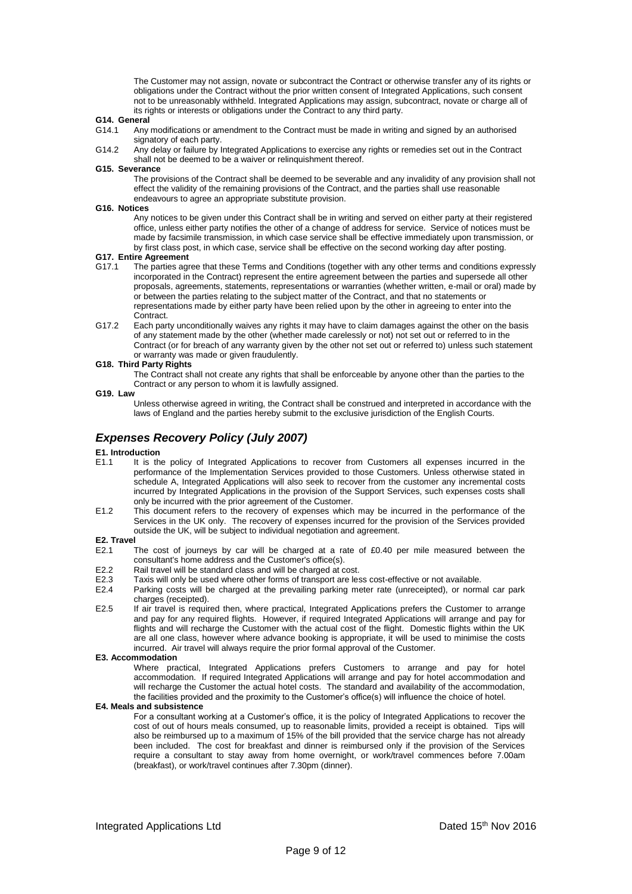The Customer may not assign, novate or subcontract the Contract or otherwise transfer any of its rights or obligations under the Contract without the prior written consent of Integrated Applications, such consent not to be unreasonably withheld. Integrated Applications may assign, subcontract, novate or charge all of its rights or interests or obligations under the Contract to any third party.

**G14. General**

G14.1 Any modifications or amendment to the Contract must be made in writing and signed by an authorised signatory of each party.

G14.2 Any delay or failure by Integrated Applications to exercise any rights or remedies set out in the Contract shall not be deemed to be a waiver or relinquishment thereof.

**G15. Severance**

The provisions of the Contract shall be deemed to be severable and any invalidity of any provision shall not effect the validity of the remaining provisions of the Contract, and the parties shall use reasonable endeavours to agree an appropriate substitute provision.

**G16. Notices**

Any notices to be given under this Contract shall be in writing and served on either party at their registered office, unless either party notifies the other of a change of address for service. Service of notices must be made by facsimile transmission, in which case service shall be effective immediately upon transmission, or by first class post, in which case, service shall be effective on the second working day after posting.

**G17. Entire Agreement**

G17.1 The parties agree that these Terms and Conditions (together with any other terms and conditions expressly incorporated in the Contract) represent the entire agreement between the parties and supersede all other proposals, agreements, statements, representations or warranties (whether written, e-mail or oral) made by or between the parties relating to the subject matter of the Contract, and that no statements or representations made by either party have been relied upon by the other in agreeing to enter into the Contract.

G17.2 Each party unconditionally waives any rights it may have to claim damages against the other on the basis of any statement made by the other (whether made carelessly or not) not set out or referred to in the Contract (or for breach of any warranty given by the other not set out or referred to) unless such statement or warranty was made or given fraudulently.

**G18. Third Party Rights**

The Contract shall not create any rights that shall be enforceable by anyone other than the parties to the Contract or any person to whom it is lawfully assigned.

**G19. Law**

Unless otherwise agreed in writing, the Contract shall be construed and interpreted in accordance with the laws of England and the parties hereby submit to the exclusive jurisdiction of the English Courts.

## *Expenses Recovery Policy (July 2007)*

**E1. Introduction**

E1.1 It is the policy of Integrated Applications to recover from Customers all expenses incurred in the performance of the Implementation Services provided to those Customers. Unless otherwise stated in schedule A, Integrated Applications will also seek to recover from the customer any incremental costs incurred by Integrated Applications in the provision of the Support Services, such expenses costs shall only be incurred with the prior agreement of the Customer.

E1.2 This document refers to the recovery of expenses which may be incurred in the performance of the Services in the UK only. The recovery of expenses incurred for the provision of the Services provided outside the UK, will be subject to individual negotiation and agreement.

**E2. Travel**

E2.1 The cost of journeys by car will be charged at a rate of £0.40 per mile measured between the consultant's home address and the Customer's office(s).

E2.2 Rail travel will be standard class and will be charged at cost.

E2.3 Taxis will only be used where other forms of transport are less cost-effective or not available.

E2.4 Parking costs will be charged at the prevailing parking meter rate (unreceipted), or normal car park charges (receipted).

E2.5 If air travel is required then, where practical, Integrated Applications prefers the Customer to arrange and pay for any required flights. However, if required Integrated Applications will arrange and pay for flights and will recharge the Customer with the actual cost of the flight. Domestic flights within the UK are all one class, however where advance booking is appropriate, it will be used to minimise the costs incurred. Air travel will always require the prior formal approval of the Customer.

**E3. Accommodation**

Where practical, Integrated Applications prefers Customers to arrange and pay for hotel accommodation. If required Integrated Applications will arrange and pay for hotel accommodation and will recharge the Customer the actual hotel costs. The standard and availability of the accommodation, the facilities provided and the proximity to the Customer's office(s) will influence the choice of hotel.

**E4. Meals and subsistence**

For a consultant working at a Customer's office, it is the policy of Integrated Applications to recover the cost of out of hours meals consumed, up to reasonable limits, provided a receipt is obtained. Tips will also be reimbursed up to a maximum of 15% of the bill provided that the service charge has not already been included. The cost for breakfast and dinner is reimbursed only if the provision of the Services require a consultant to stay away from home overnight, or work/travel commences before 7.00am (breakfast), or work/travel continues after 7.30pm (dinner).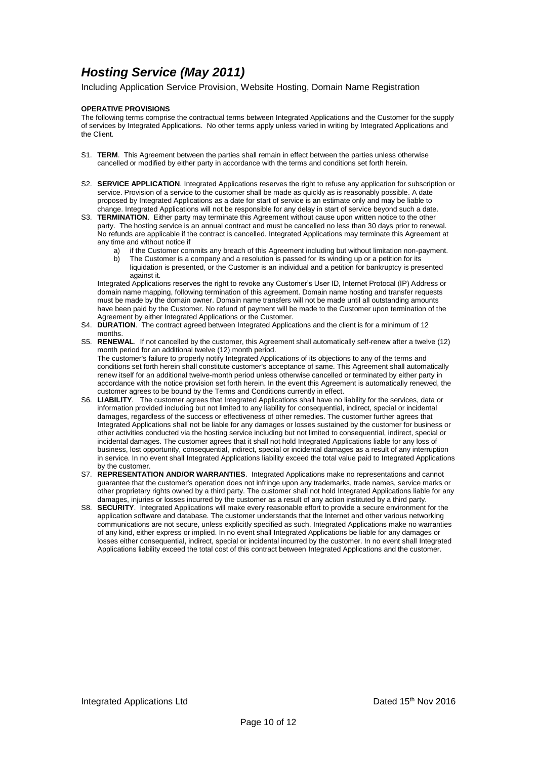# *Hosting Service (May 2011)*

Including Application Service Provision, Website Hosting, Domain Name Registration

**OPERATIVE PROVISIONS**

The following terms comprise the contractual terms between Integrated Applications and the Customer for the supply of services by Integrated Applications. No other terms apply unless varied in writing by Integrated Applications and the Client.

S1. **TERM**. This Agreement between the parties shall remain in effect between the parties unless otherwise cancelled or modified by either party in accordance with the terms and conditions set forth herein.

S2. **SERVICE APPLICATION**. Integrated Applications reserves the right to refuse any application for subscription or service. Provision of a service to the customer shall be made as quickly as is reasonably possible. A date proposed by Integrated Applications as a date for start of service is an estimate only and may be liable to change. Integrated Applications will not be responsible for any delay in start of service beyond such a date.

S3. **TERMINATION**. Either party may terminate this Agreement without cause upon written notice to the other party. The hosting service is an annual contract and must be cancelled no less than 30 days prior to renewal. No refunds are applicable if the contract is cancelled. Integrated Applications may terminate this Agreement at any time and without notice if

a) if the Customer commits any breach of this Agreement including but without limitation non-payment.
b) The Customer is a company and a resolution is passed for its winding up or a petition for its liquidation is presented, or the Customer is an individual and a petition for bankruptcy is presented against it.

Integrated Applications reserves the right to revoke any Customer's User ID, Internet Protocal (IP) Address or domain name mapping, following termination of this agreement. Domain name hosting and transfer requests must be made by the domain owner. Domain name transfers will not be made until all outstanding amounts have been paid by the Customer. No refund of payment will be made to the Customer upon termination of the Agreement by either Integrated Applications or the Customer.

S4. **DURATION**. The contract agreed between Integrated Applications and the client is for a minimum of 12 months.

S5. **RENEWAL**. If not cancelled by the customer, this Agreement shall automatically self-renew after a twelve (12) month period for an additional twelve (12) month period.
The customer's failure to properly notify Integrated Applications of its objections to any of the terms and conditions set forth herein shall constitute customer's acceptance of same. This Agreement shall automatically renew itself for an additional twelve-month period unless otherwise cancelled or terminated by either party in accordance with the notice provision set forth herein. In the event this Agreement is automatically renewed, the customer agrees to be bound by the Terms and Conditions currently in effect.

S6. **LIABILITY**. The customer agrees that Integrated Applications shall have no liability for the services, data or information provided including but not limited to any liability for consequential, indirect, special or incidental damages, regardless of the success or effectiveness of other remedies. The customer further agrees that Integrated Applications shall not be liable for any damages or losses sustained by the customer for business or other activities conducted via the hosting service including but not limited to consequential, indirect, special or incidental damages. The customer agrees that it shall not hold Integrated Applications liable for any loss of business, lost opportunity, consequential, indirect, special or incidental damages as a result of any interruption in service. In no event shall Integrated Applications liability exceed the total value paid to Integrated Applications by the customer.

S7. **REPRESENTATION AND/OR WARRANTIES**. Integrated Applications make no representations and cannot guarantee that the customer's operation does not infringe upon any trademarks, trade names, service marks or other proprietary rights owned by a third party. The customer shall not hold Integrated Applications liable for any damages, injuries or losses incurred by the customer as a result of any action instituted by a third party.

S8. **SECURITY**. Integrated Applications will make every reasonable effort to provide a secure environment for the application software and database. The customer understands that the Internet and other various networking communications are not secure, unless explicitly specified as such. Integrated Applications make no warranties of any kind, either express or implied. In no event shall Integrated Applications be liable for any damages or losses either consequential, indirect, special or incidental incurred by the customer. In no event shall Integrated Applications liability exceed the total cost of this contract between Integrated Applications and the customer.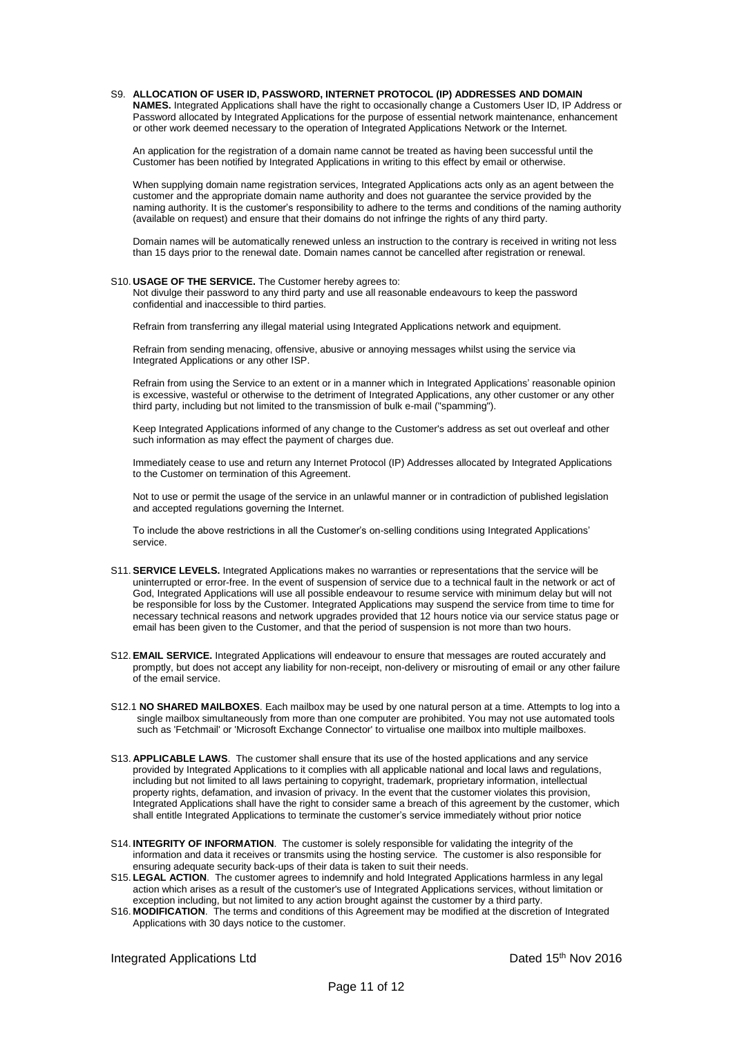S9. **ALLOCATION OF USER ID, PASSWORD, INTERNET PROTOCOL (IP) ADDRESSES AND DOMAIN NAMES.** Integrated Applications shall have the right to occasionally change a Customers User ID, IP Address or Password allocated by Integrated Applications for the purpose of essential network maintenance, enhancement or other work deemed necessary to the operation of Integrated Applications Network or the Internet.

An application for the registration of a domain name cannot be treated as having been successful until the Customer has been notified by Integrated Applications in writing to this effect by email or otherwise.

When supplying domain name registration services, Integrated Applications acts only as an agent between the customer and the appropriate domain name authority and does not guarantee the service provided by the naming authority. It is the customer's responsibility to adhere to the terms and conditions of the naming authority (available on request) and ensure that their domains do not infringe the rights of any third party.

Domain names will be automatically renewed unless an instruction to the contrary is received in writing not less than 15 days prior to the renewal date. Domain names cannot be cancelled after registration or renewal.

S10. **USAGE OF THE SERVICE.** The Customer hereby agrees to:
Not divulge their password to any third party and use all reasonable endeavours to keep the password confidential and inaccessible to third parties.

Refrain from transferring any illegal material using Integrated Applications network and equipment.

Refrain from sending menacing, offensive, abusive or annoying messages whilst using the service via Integrated Applications or any other ISP.

Refrain from using the Service to an extent or in a manner which in Integrated Applications' reasonable opinion is excessive, wasteful or otherwise to the detriment of Integrated Applications, any other customer or any other third party, including but not limited to the transmission of bulk e-mail ("spamming").

Keep Integrated Applications informed of any change to the Customer's address as set out overleaf and other such information as may effect the payment of charges due.

Immediately cease to use and return any Internet Protocol (IP) Addresses allocated by Integrated Applications to the Customer on termination of this Agreement.

Not to use or permit the usage of the service in an unlawful manner or in contradiction of published legislation and accepted regulations governing the Internet.

To include the above restrictions in all the Customer's on-selling conditions using Integrated Applications' service.

S11. **SERVICE LEVELS.** Integrated Applications makes no warranties or representations that the service will be uninterrupted or error-free. In the event of suspension of service due to a technical fault in the network or act of God, Integrated Applications will use all possible endeavour to resume service with minimum delay but will not be responsible for loss by the Customer. Integrated Applications may suspend the service from time to time for necessary technical reasons and network upgrades provided that 12 hours notice via our service status page or email has been given to the Customer, and that the period of suspension is not more than two hours.

S12. **EMAIL SERVICE.** Integrated Applications will endeavour to ensure that messages are routed accurately and promptly, but does not accept any liability for non-receipt, non-delivery or misrouting of email or any other failure of the email service.

S12.1 **NO SHARED MAILBOXES**. Each mailbox may be used by one natural person at a time. Attempts to log into a single mailbox simultaneously from more than one computer are prohibited. You may not use automated tools such as 'Fetchmail' or 'Microsoft Exchange Connector' to virtualise one mailbox into multiple mailboxes.

S13. **APPLICABLE LAWS**. The customer shall ensure that its use of the hosted applications and any service provided by Integrated Applications to it complies with all applicable national and local laws and regulations, including but not limited to all laws pertaining to copyright, trademark, proprietary information, intellectual property rights, defamation, and invasion of privacy. In the event that the customer violates this provision, Integrated Applications shall have the right to consider same a breach of this agreement by the customer, which shall entitle Integrated Applications to terminate the customer's service immediately without prior notice

S14. **INTEGRITY OF INFORMATION**. The customer is solely responsible for validating the integrity of the information and data it receives or transmits using the hosting service. The customer is also responsible for ensuring adequate security back-ups of their data is taken to suit their needs.

S15. **LEGAL ACTION**. The customer agrees to indemnify and hold Integrated Applications harmless in any legal action which arises as a result of the customer's use of Integrated Applications services, without limitation or exception including, but not limited to any action brought against the customer by a third party.

S16. **MODIFICATION**. The terms and conditions of this Agreement may be modified at the discretion of Integrated Applications with 30 days notice to the customer.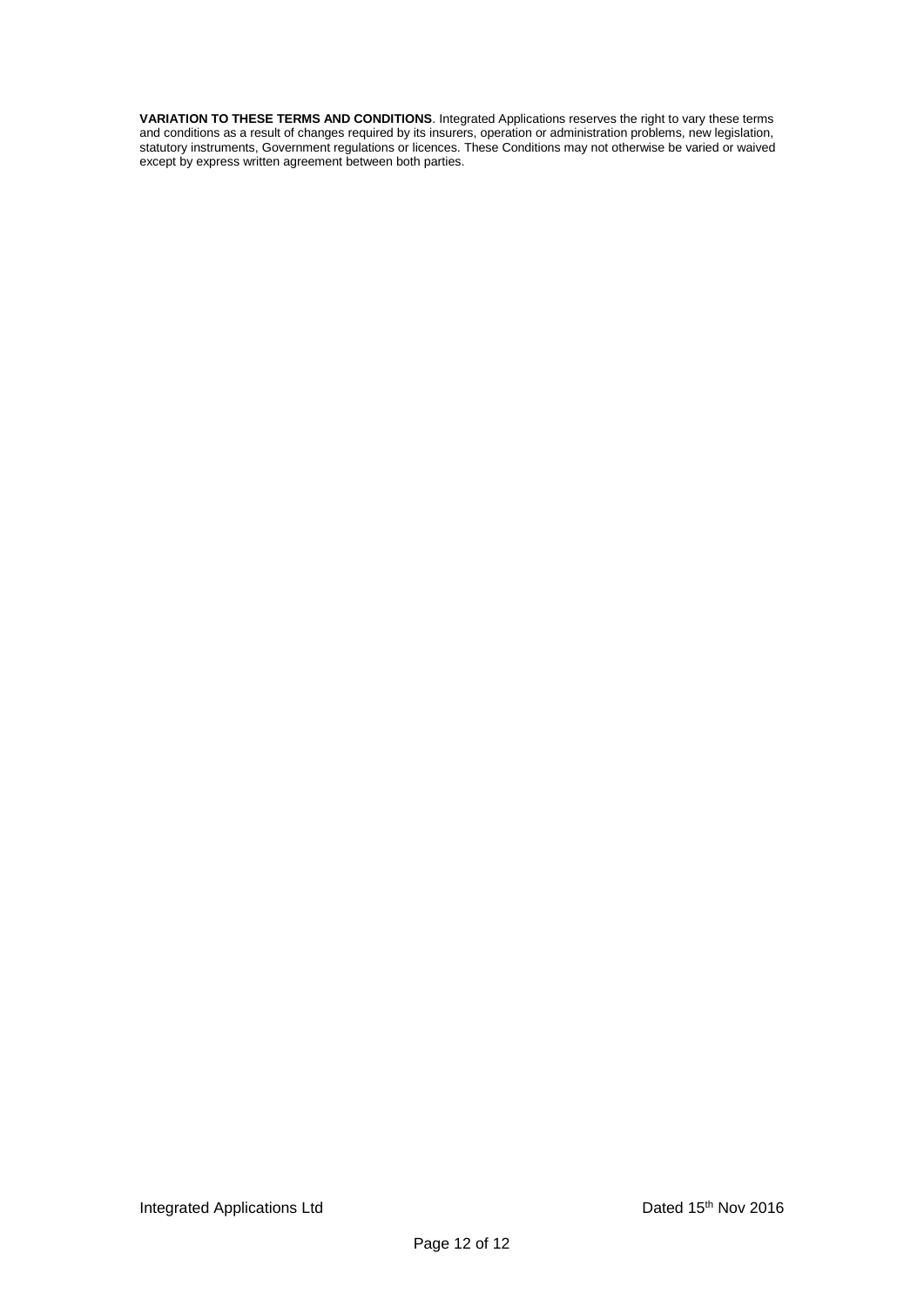**VARIATION TO THESE TERMS AND CONDITIONS**. Integrated Applications reserves the right to vary these terms and conditions as a result of changes required by its insurers, operation or administration problems, new legislation, statutory instruments, Government regulations or licences. These Conditions may not otherwise be varied or waived except by express written agreement between both parties.